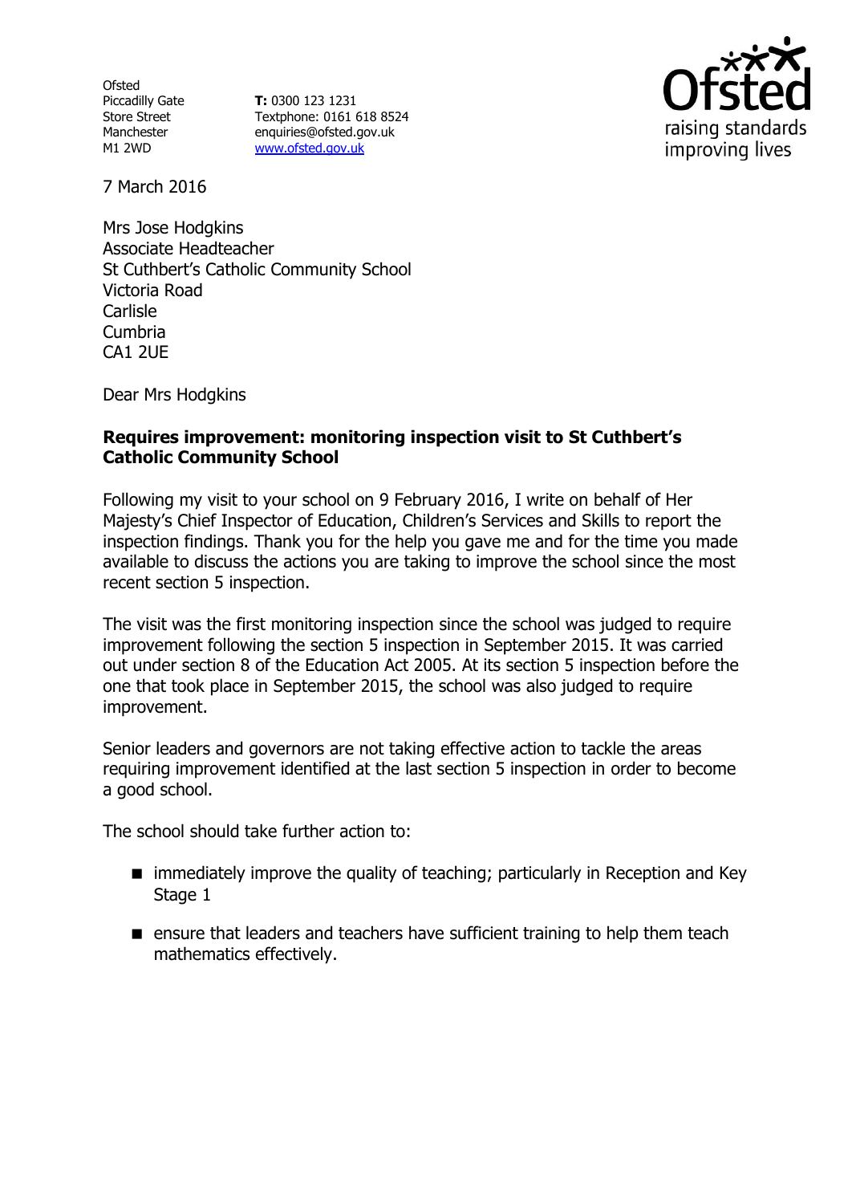Ofsted
Piccadilly Gate
Store Street
Manchester
M1 2WD

**T:** 0300 123 1231
Textphone: 0161 618 8524
enquiries@ofsted.gov.uk
www.ofsted.gov.uk

7 March 2016

Mrs Jose Hodgkins
Associate Headteacher
St Cuthbert's Catholic Community School
Victoria Road
Carlisle
Cumbria
CA1 2UE

Dear Mrs Hodgkins

**Requires improvement: monitoring inspection visit to St Cuthbert's Catholic Community School**

Following my visit to your school on 9 February 2016, I write on behalf of Her Majesty's Chief Inspector of Education, Children's Services and Skills to report the inspection findings. Thank you for the help you gave me and for the time you made available to discuss the actions you are taking to improve the school since the most recent section 5 inspection.

The visit was the first monitoring inspection since the school was judged to require improvement following the section 5 inspection in September 2015. It was carried out under section 8 of the Education Act 2005. At its section 5 inspection before the one that took place in September 2015, the school was also judged to require improvement.

Senior leaders and governors are not taking effective action to tackle the areas requiring improvement identified at the last section 5 inspection in order to become a good school.

The school should take further action to:

- immediately improve the quality of teaching; particularly in Reception and Key Stage 1
- ensure that leaders and teachers have sufficient training to help them teach mathematics effectively.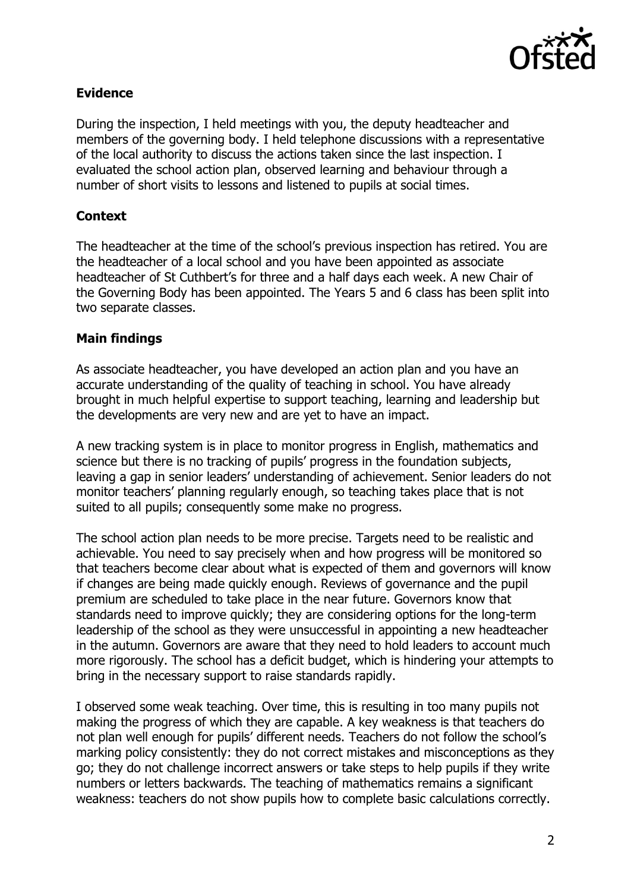## Evidence

During the inspection, I held meetings with you, the deputy headteacher and members of the governing body. I held telephone discussions with a representative of the local authority to discuss the actions taken since the last inspection. I evaluated the school action plan, observed learning and behaviour through a number of short visits to lessons and listened to pupils at social times.

## Context

The headteacher at the time of the school's previous inspection has retired. You are the headteacher of a local school and you have been appointed as associate headteacher of St Cuthbert's for three and a half days each week. A new Chair of the Governing Body has been appointed. The Years 5 and 6 class has been split into two separate classes.

## Main findings

As associate headteacher, you have developed an action plan and you have an accurate understanding of the quality of teaching in school. You have already brought in much helpful expertise to support teaching, learning and leadership but the developments are very new and are yet to have an impact.

A new tracking system is in place to monitor progress in English, mathematics and science but there is no tracking of pupils' progress in the foundation subjects, leaving a gap in senior leaders' understanding of achievement. Senior leaders do not monitor teachers' planning regularly enough, so teaching takes place that is not suited to all pupils; consequently some make no progress.

The school action plan needs to be more precise. Targets need to be realistic and achievable. You need to say precisely when and how progress will be monitored so that teachers become clear about what is expected of them and governors will know if changes are being made quickly enough. Reviews of governance and the pupil premium are scheduled to take place in the near future. Governors know that standards need to improve quickly; they are considering options for the long-term leadership of the school as they were unsuccessful in appointing a new headteacher in the autumn. Governors are aware that they need to hold leaders to account much more rigorously. The school has a deficit budget, which is hindering your attempts to bring in the necessary support to raise standards rapidly.

I observed some weak teaching. Over time, this is resulting in too many pupils not making the progress of which they are capable. A key weakness is that teachers do not plan well enough for pupils' different needs. Teachers do not follow the school's marking policy consistently: they do not correct mistakes and misconceptions as they go; they do not challenge incorrect answers or take steps to help pupils if they write numbers or letters backwards. The teaching of mathematics remains a significant weakness: teachers do not show pupils how to complete basic calculations correctly.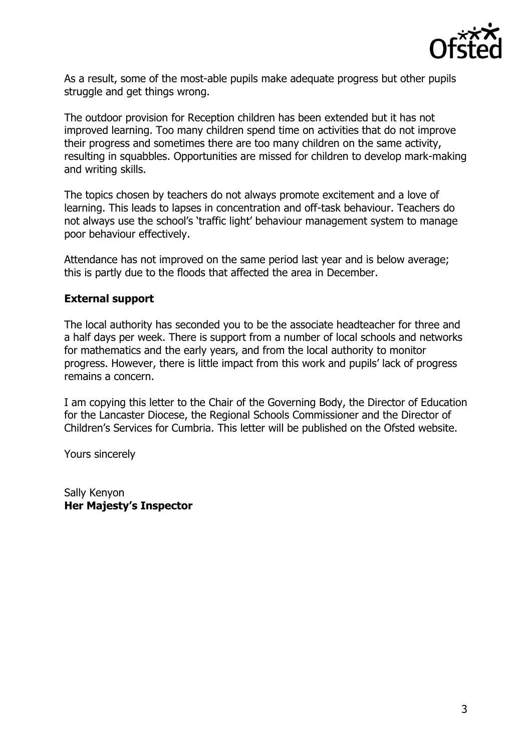As a result, some of the most-able pupils make adequate progress but other pupils struggle and get things wrong.

The outdoor provision for Reception children has been extended but it has not improved learning. Too many children spend time on activities that do not improve their progress and sometimes there are too many children on the same activity, resulting in squabbles. Opportunities are missed for children to develop mark-making and writing skills.

The topics chosen by teachers do not always promote excitement and a love of learning. This leads to lapses in concentration and off-task behaviour. Teachers do not always use the school's 'traffic light' behaviour management system to manage poor behaviour effectively.

Attendance has not improved on the same period last year and is below average; this is partly due to the floods that affected the area in December.

**External support**

The local authority has seconded you to be the associate headteacher for three and a half days per week. There is support from a number of local schools and networks for mathematics and the early years, and from the local authority to monitor progress. However, there is little impact from this work and pupils' lack of progress remains a concern.

I am copying this letter to the Chair of the Governing Body, the Director of Education for the Lancaster Diocese, the Regional Schools Commissioner and the Director of Children's Services for Cumbria. This letter will be published on the Ofsted website.

Yours sincerely

Sally Kenyon
**Her Majesty's Inspector**